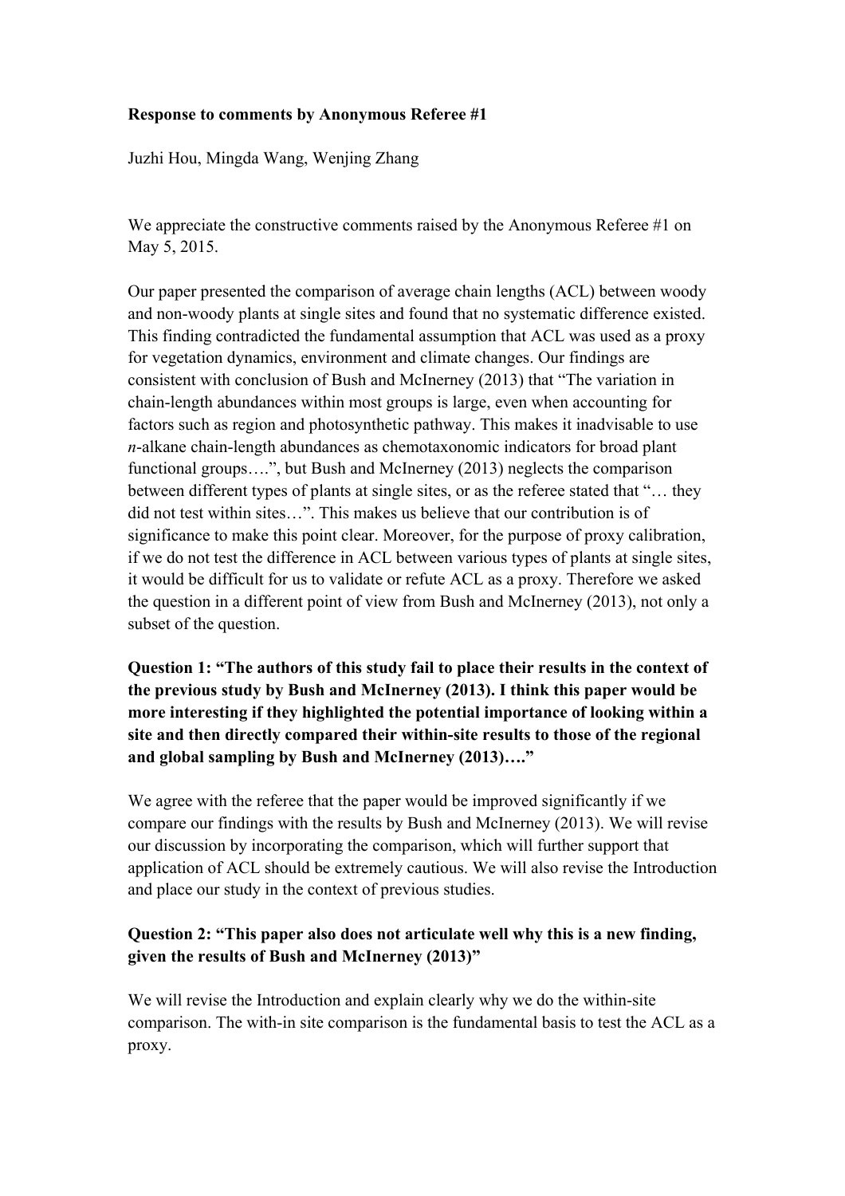**Response to comments by Anonymous Referee #1**

Juzhi Hou, Mingda Wang, Wenjing Zhang

We appreciate the constructive comments raised by the Anonymous Referee #1 on May 5, 2015.

Our paper presented the comparison of average chain lengths (ACL) between woody and non-woody plants at single sites and found that no systematic difference existed. This finding contradicted the fundamental assumption that ACL was used as a proxy for vegetation dynamics, environment and climate changes. Our findings are consistent with conclusion of Bush and McInerney (2013) that "The variation in chain-length abundances within most groups is large, even when accounting for factors such as region and photosynthetic pathway. This makes it inadvisable to use *n*-alkane chain-length abundances as chemotaxonomic indicators for broad plant functional groups….", but Bush and McInerney (2013) neglects the comparison between different types of plants at single sites, or as the referee stated that "… they did not test within sites…". This makes us believe that our contribution is of significance to make this point clear. Moreover, for the purpose of proxy calibration, if we do not test the difference in ACL between various types of plants at single sites, it would be difficult for us to validate or refute ACL as a proxy. Therefore we asked the question in a different point of view from Bush and McInerney (2013), not only a subset of the question.

**Question 1: "The authors of this study fail to place their results in the context of the previous study by Bush and McInerney (2013). I think this paper would be more interesting if they highlighted the potential importance of looking within a site and then directly compared their within-site results to those of the regional and global sampling by Bush and McInerney (2013)…."**

We agree with the referee that the paper would be improved significantly if we compare our findings with the results by Bush and McInerney (2013). We will revise our discussion by incorporating the comparison, which will further support that application of ACL should be extremely cautious. We will also revise the Introduction and place our study in the context of previous studies.

**Question 2: "This paper also does not articulate well why this is a new finding, given the results of Bush and McInerney (2013)"**

We will revise the Introduction and explain clearly why we do the within-site comparison. The with-in site comparison is the fundamental basis to test the ACL as a proxy.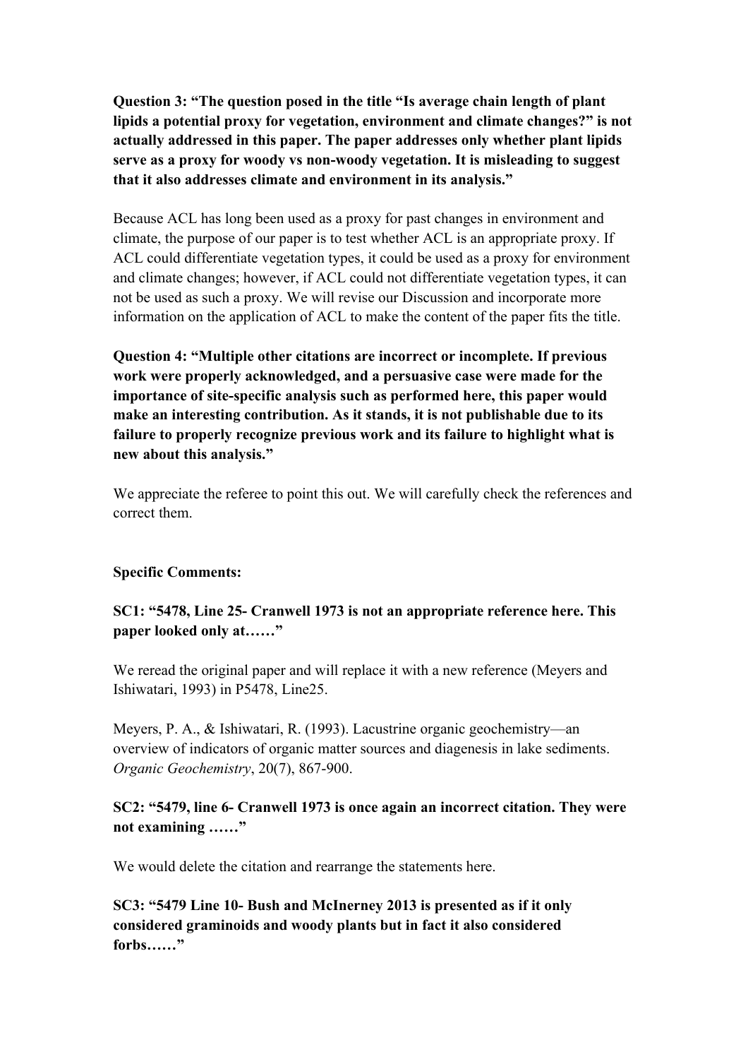**Question 3: "The question posed in the title "Is average chain length of plant lipids a potential proxy for vegetation, environment and climate changes?" is not actually addressed in this paper. The paper addresses only whether plant lipids serve as a proxy for woody vs non-woody vegetation. It is misleading to suggest that it also addresses climate and environment in its analysis."**

Because ACL has long been used as a proxy for past changes in environment and climate, the purpose of our paper is to test whether ACL is an appropriate proxy. If ACL could differentiate vegetation types, it could be used as a proxy for environment and climate changes; however, if ACL could not differentiate vegetation types, it can not be used as such a proxy. We will revise our Discussion and incorporate more information on the application of ACL to make the content of the paper fits the title.

**Question 4: "Multiple other citations are incorrect or incomplete. If previous work were properly acknowledged, and a persuasive case were made for the importance of site-specific analysis such as performed here, this paper would make an interesting contribution. As it stands, it is not publishable due to its failure to properly recognize previous work and its failure to highlight what is new about this analysis."**

We appreciate the referee to point this out. We will carefully check the references and correct them.

**Specific Comments:**

**SC1: "5478, Line 25- Cranwell 1973 is not an appropriate reference here. This paper looked only at……"**

We reread the original paper and will replace it with a new reference (Meyers and Ishiwatari, 1993) in P5478, Line25.

Meyers, P. A., & Ishiwatari, R. (1993). Lacustrine organic geochemistry—an overview of indicators of organic matter sources and diagenesis in lake sediments. *Organic Geochemistry*, 20(7), 867-900.

**SC2: "5479, line 6- Cranwell 1973 is once again an incorrect citation. They were not examining ……"**

We would delete the citation and rearrange the statements here.

**SC3: "5479 Line 10- Bush and McInerney 2013 is presented as if it only considered graminoids and woody plants but in fact it also considered forbs……"**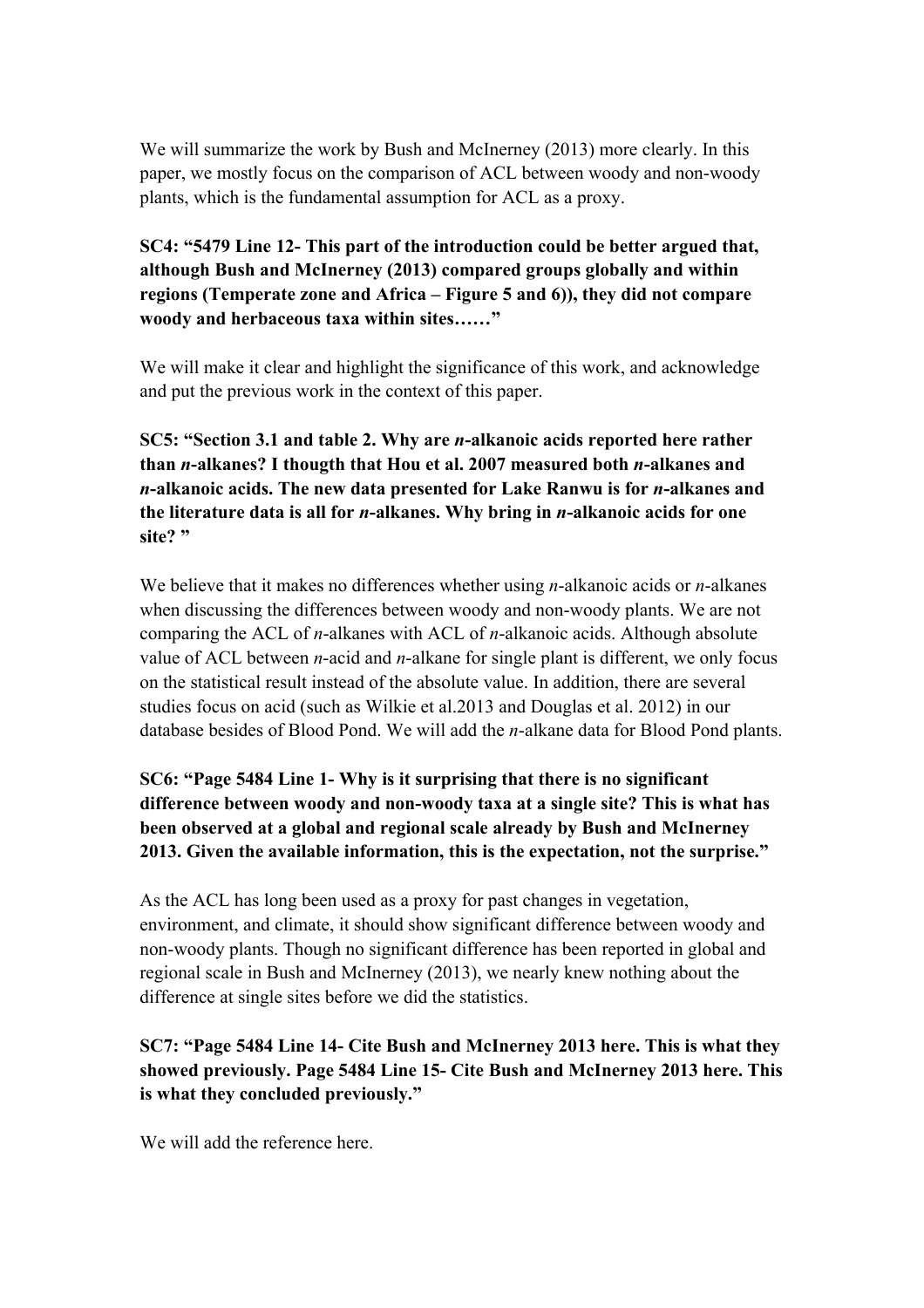We will summarize the work by Bush and McInerney (2013) more clearly. In this paper, we mostly focus on the comparison of ACL between woody and non-woody plants, which is the fundamental assumption for ACL as a proxy.

**SC4: "5479 Line 12- This part of the introduction could be better argued that, although Bush and McInerney (2013) compared groups globally and within regions (Temperate zone and Africa – Figure 5 and 6)), they did not compare woody and herbaceous taxa within sites……"**

We will make it clear and highlight the significance of this work, and acknowledge and put the previous work in the context of this paper.

**SC5: "Section 3.1 and table 2. Why are *n*-alkanoic acids reported here rather than *n*-alkanes? I thougth that Hou et al. 2007 measured both *n*-alkanes and *n*-alkanoic acids. The new data presented for Lake Ranwu is for *n*-alkanes and the literature data is all for *n*-alkanes. Why bring in *n*-alkanoic acids for one site? "**

We believe that it makes no differences whether using *n*-alkanoic acids or *n*-alkanes when discussing the differences between woody and non-woody plants. We are not comparing the ACL of *n*-alkanes with ACL of *n*-alkanoic acids. Although absolute value of ACL between *n*-acid and *n*-alkane for single plant is different, we only focus on the statistical result instead of the absolute value. In addition, there are several studies focus on acid (such as Wilkie et al.2013 and Douglas et al. 2012) in our database besides of Blood Pond. We will add the *n*-alkane data for Blood Pond plants.

**SC6: "Page 5484 Line 1- Why is it surprising that there is no significant difference between woody and non-woody taxa at a single site? This is what has been observed at a global and regional scale already by Bush and McInerney 2013. Given the available information, this is the expectation, not the surprise."**

As the ACL has long been used as a proxy for past changes in vegetation, environment, and climate, it should show significant difference between woody and non-woody plants. Though no significant difference has been reported in global and regional scale in Bush and McInerney (2013), we nearly knew nothing about the difference at single sites before we did the statistics.

**SC7: "Page 5484 Line 14- Cite Bush and McInerney 2013 here. This is what they showed previously. Page 5484 Line 15- Cite Bush and McInerney 2013 here. This is what they concluded previously."**

We will add the reference here.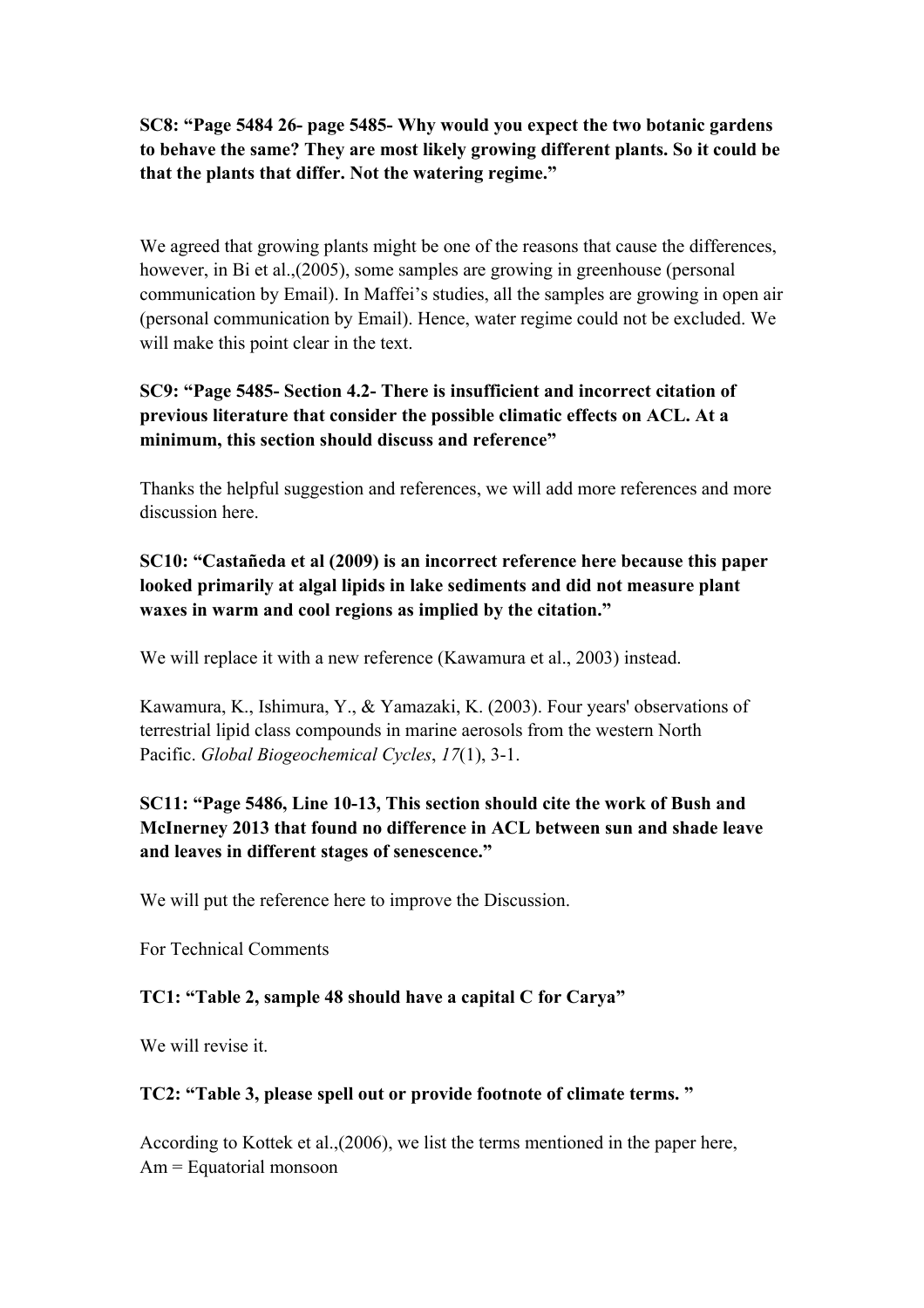**SC8: "Page 5484 26- page 5485- Why would you expect the two botanic gardens to behave the same? They are most likely growing different plants. So it could be that the plants that differ. Not the watering regime."**

We agreed that growing plants might be one of the reasons that cause the differences, however, in Bi et al.,(2005), some samples are growing in greenhouse (personal communication by Email). In Maffei's studies, all the samples are growing in open air (personal communication by Email). Hence, water regime could not be excluded. We will make this point clear in the text.

**SC9: "Page 5485- Section 4.2- There is insufficient and incorrect citation of previous literature that consider the possible climatic effects on ACL. At a minimum, this section should discuss and reference"**

Thanks the helpful suggestion and references, we will add more references and more discussion here.

**SC10: "Castañeda et al (2009) is an incorrect reference here because this paper looked primarily at algal lipids in lake sediments and did not measure plant waxes in warm and cool regions as implied by the citation."**

We will replace it with a new reference (Kawamura et al., 2003) instead.

Kawamura, K., Ishimura, Y., & Yamazaki, K. (2003). Four years' observations of terrestrial lipid class compounds in marine aerosols from the western North Pacific. *Global Biogeochemical Cycles*, *17*(1), 3-1.

**SC11: "Page 5486, Line 10-13, This section should cite the work of Bush and McInerney 2013 that found no difference in ACL between sun and shade leave and leaves in different stages of senescence."**

We will put the reference here to improve the Discussion.

For Technical Comments

**TC1: "Table 2, sample 48 should have a capital C for Carya"**

We will revise it.

**TC2: "Table 3, please spell out or provide footnote of climate terms. "**

According to Kottek et al.,(2006), we list the terms mentioned in the paper here,
Am = Equatorial monsoon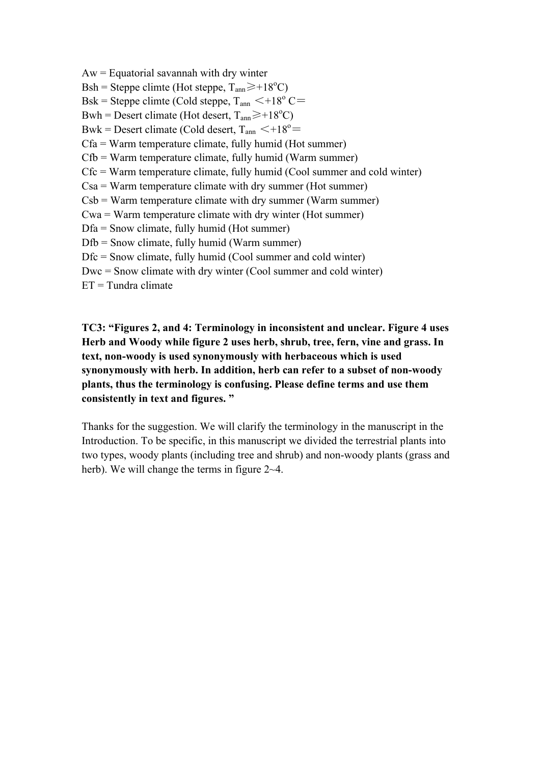Aw = Equatorial savannah with dry winter
Bsh = Steppe climte (Hot steppe, $T_{ann}$≥+18°C)
Bsk = Steppe climte (Cold steppe, $T_{ann}$ <+18° C=
Bwh = Desert climate (Hot desert, $T_{ann}$≥+18°C)
Bwk = Desert climate (Cold desert, $T_{ann}$ <+18°=
Cfa = Warm temperature climate, fully humid (Hot summer)
Cfb = Warm temperature climate, fully humid (Warm summer)
Cfc = Warm temperature climate, fully humid (Cool summer and cold winter)
Csa = Warm temperature climate with dry summer (Hot summer)
Csb = Warm temperature climate with dry summer (Warm summer)
Cwa = Warm temperature climate with dry winter (Hot summer)
Dfa = Snow climate, fully humid (Hot summer)
Dfb = Snow climate, fully humid (Warm summer)
Dfc = Snow climate, fully humid (Cool summer and cold winter)
Dwc = Snow climate with dry winter (Cool summer and cold winter)
ET = Tundra climate

**TC3: "Figures 2, and 4: Terminology in inconsistent and unclear. Figure 4 uses Herb and Woody while figure 2 uses herb, shrub, tree, fern, vine and grass. In text, non-woody is used synonymously with herbaceous which is used synonymously with herb. In addition, herb can refer to a subset of non-woody plants, thus the terminology is confusing. Please define terms and use them consistently in text and figures. "**

Thanks for the suggestion. We will clarify the terminology in the manuscript in the Introduction. To be specific, in this manuscript we divided the terrestrial plants into two types, woody plants (including tree and shrub) and non-woody plants (grass and herb). We will change the terms in figure 2~4.